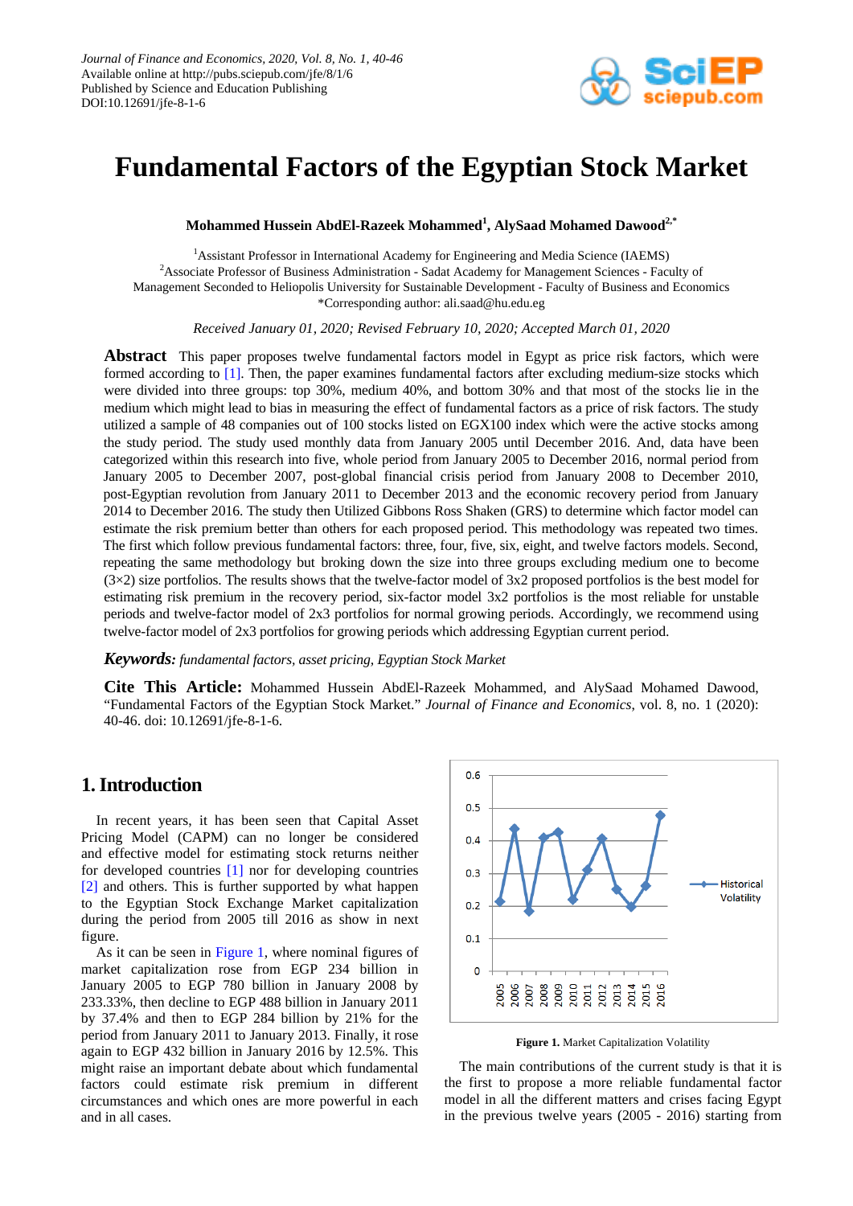# Fundamental Factors of the Egyptian Stock Market

**Mohammed Hussein AbdEl-Razeek Mohammed[1], AlySaad Mohamed Dawood[2,*]**

[1]Assistant Professor in International Academy for Engineering and Media Science (IAEMS)
[2]Associate Professor of Business Administration - Sadat Academy for Management Sciences - Faculty of Management Seconded to Heliopolis University for Sustainable Development - Faculty of Business and Economics
*Corresponding author: ali.saad@hu.edu.eg

*Received January 01, 2020; Revised February 10, 2020; Accepted March 01, 2020*

**Abstract** This paper proposes twelve fundamental factors model in Egypt as price risk factors, which were formed according to [1]. Then, the paper examines fundamental factors after excluding medium-size stocks which were divided into three groups: top 30%, medium 40%, and bottom 30% and that most of the stocks lie in the medium which might lead to bias in measuring the effect of fundamental factors as a price of risk factors. The study utilized a sample of 48 companies out of 100 stocks listed on EGX100 index which were the active stocks among the study period. The study used monthly data from January 2005 until December 2016. And, data have been categorized within this research into five, whole period from January 2005 to December 2016, normal period from January 2005 to December 2007, post-global financial crisis period from January 2008 to December 2010, post-Egyptian revolution from January 2011 to December 2013 and the economic recovery period from January 2014 to December 2016. The study then Utilized Gibbons Ross Shaken (GRS) to determine which factor model can estimate the risk premium better than others for each proposed period. This methodology was repeated two times. The first which follow previous fundamental factors: three, four, five, six, eight, and twelve factors models. Second, repeating the same methodology but broking down the size into three groups excluding medium one to become (3×2) size portfolios. The results shows that the twelve-factor model of 3x2 proposed portfolios is the best model for estimating risk premium in the recovery period, six-factor model 3x2 portfolios is the most reliable for unstable periods and twelve-factor model of 2x3 portfolios for normal growing periods. Accordingly, we recommend using twelve-factor model of 2x3 portfolios for growing periods which addressing Egyptian current period.

***Keywords:*** *fundamental factors, asset pricing, Egyptian Stock Market*

**Cite This Article:** Mohammed Hussein AbdEl-Razeek Mohammed, and AlySaad Mohamed Dawood, "Fundamental Factors of the Egyptian Stock Market." *Journal of Finance and Economics*, vol. 8, no. 1 (2020): 40-46. doi: 10.12691/jfe-8-1-6.

## 1. Introduction

In recent years, it has been seen that Capital Asset Pricing Model (CAPM) can no longer be considered and effective model for estimating stock returns neither for developed countries [1] nor for developing countries [2] and others. This is further supported by what happen to the Egyptian Stock Exchange Market capitalization during the period from 2005 till 2016 as show in next figure.

As it can be seen in Figure 1, where nominal figures of market capitalization rose from EGP 234 billion in January 2005 to EGP 780 billion in January 2008 by 233.33%, then decline to EGP 488 billion in January 2011 by 37.4% and then to EGP 284 billion by 21% for the period from January 2011 to January 2013. Finally, it rose again to EGP 432 billion in January 2016 by 12.5%. This might raise an important debate about which fundamental factors could estimate risk premium in different circumstances and which ones are more powerful in each and in all cases.

**Figure 1.** Market Capitalization Volatility

The main contributions of the current study is that it is the first to propose a more reliable fundamental factor model in all the different matters and crises facing Egypt in the previous twelve years (2005 - 2016) starting from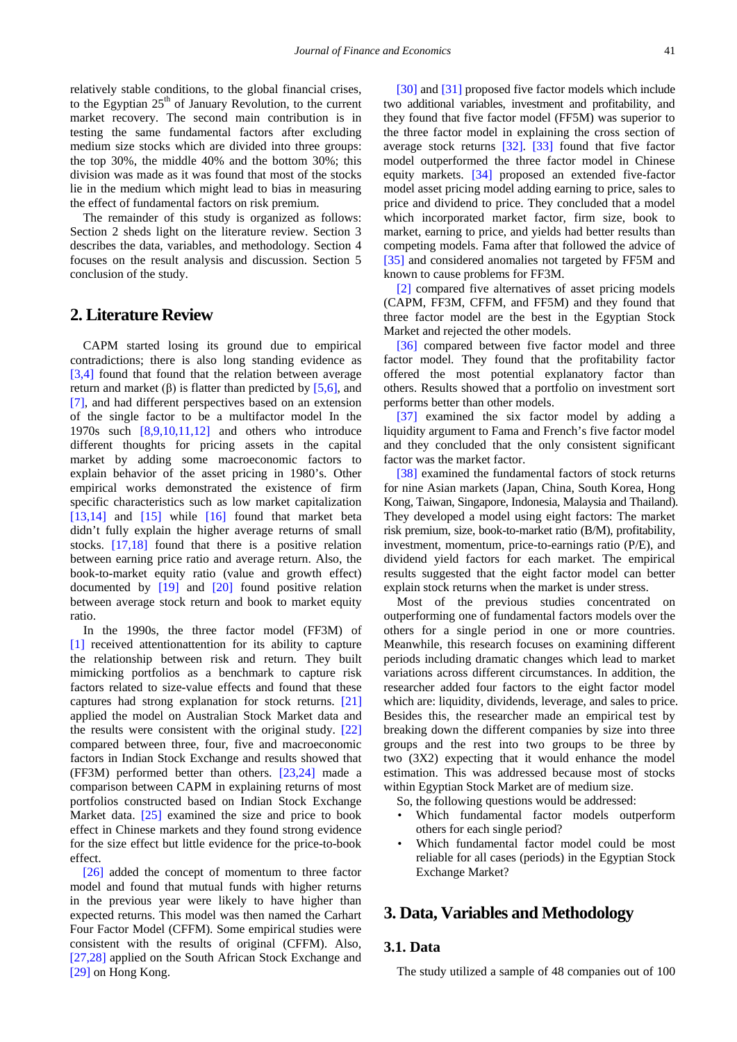relatively stable conditions, to the global financial crises, to the Egyptian 25th of January Revolution, to the current market recovery. The second main contribution is in testing the same fundamental factors after excluding medium size stocks which are divided into three groups: the top 30%, the middle 40% and the bottom 30%; this division was made as it was found that most of the stocks lie in the medium which might lead to bias in measuring the effect of fundamental factors on risk premium.

The remainder of this study is organized as follows: Section 2 sheds light on the literature review. Section 3 describes the data, variables, and methodology. Section 4 focuses on the result analysis and discussion. Section 5 conclusion of the study.

## 2. Literature Review

CAPM started losing its ground due to empirical contradictions; there is also long standing evidence as [3,4] found that found that the relation between average return and market (β) is flatter than predicted by [5,6], and [7], and had different perspectives based on an extension of the single factor to be a multifactor model In the 1970s such [8,9,10,11,12] and others who introduce different thoughts for pricing assets in the capital market by adding some macroeconomic factors to explain behavior of the asset pricing in 1980's. Other empirical works demonstrated the existence of firm specific characteristics such as low market capitalization [13,14] and [15] while [16] found that market beta didn't fully explain the higher average returns of small stocks. [17,18] found that there is a positive relation between earning price ratio and average return. Also, the book-to-market equity ratio (value and growth effect) documented by [19] and [20] found positive relation between average stock return and book to market equity ratio.

In the 1990s, the three factor model (FF3M) of [1] received attentionattention for its ability to capture the relationship between risk and return. They built mimicking portfolios as a benchmark to capture risk factors related to size-value effects and found that these captures had strong explanation for stock returns. [21] applied the model on Australian Stock Market data and the results were consistent with the original study. [22] compared between three, four, five and macroeconomic factors in Indian Stock Exchange and results showed that (FF3M) performed better than others. [23,24] made a comparison between CAPM in explaining returns of most portfolios constructed based on Indian Stock Exchange Market data. [25] examined the size and price to book effect in Chinese markets and they found strong evidence for the size effect but little evidence for the price-to-book effect.

[26] added the concept of momentum to three factor model and found that mutual funds with higher returns in the previous year were likely to have higher than expected returns. This model was then named the Carhart Four Factor Model (CFFM). Some empirical studies were consistent with the results of original (CFFM). Also, [27,28] applied on the South African Stock Exchange and [29] on Hong Kong.

[30] and [31] proposed five factor models which include two additional variables, investment and profitability, and they found that five factor model (FF5M) was superior to the three factor model in explaining the cross section of average stock returns [32]. [33] found that five factor model outperformed the three factor model in Chinese equity markets. [34] proposed an extended five-factor model asset pricing model adding earning to price, sales to price and dividend to price. They concluded that a model which incorporated market factor, firm size, book to market, earning to price, and yields had better results than competing models. Fama after that followed the advice of [35] and considered anomalies not targeted by FF5M and known to cause problems for FF3M.

[2] compared five alternatives of asset pricing models (CAPM, FF3M, CFFM, and FF5M) and they found that three factor model are the best in the Egyptian Stock Market and rejected the other models.

[36] compared between five factor model and three factor model. They found that the profitability factor offered the most potential explanatory factor than others. Results showed that a portfolio on investment sort performs better than other models.

[37] examined the six factor model by adding a liquidity argument to Fama and French's five factor model and they concluded that the only consistent significant factor was the market factor.

[38] examined the fundamental factors of stock returns for nine Asian markets (Japan, China, South Korea, Hong Kong, Taiwan, Singapore, Indonesia, Malaysia and Thailand). They developed a model using eight factors: The market risk premium, size, book-to-market ratio (B/M), profitability, investment, momentum, price-to-earnings ratio (P/E), and dividend yield factors for each market. The empirical results suggested that the eight factor model can better explain stock returns when the market is under stress.

Most of the previous studies concentrated on outperforming one of fundamental factors models over the others for a single period in one or more countries. Meanwhile, this research focuses on examining different periods including dramatic changes which lead to market variations across different circumstances. In addition, the researcher added four factors to the eight factor model which are: liquidity, dividends, leverage, and sales to price. Besides this, the researcher made an empirical test by breaking down the different companies by size into three groups and the rest into two groups to be three by two (3X2) expecting that it would enhance the model estimation. This was addressed because most of stocks within Egyptian Stock Market are of medium size.

So, the following questions would be addressed:

- Which fundamental factor models outperform others for each single period?
- Which fundamental factor model could be most reliable for all cases (periods) in the Egyptian Stock Exchange Market?

## 3. Data, Variables and Methodology

### 3.1. Data

The study utilized a sample of 48 companies out of 100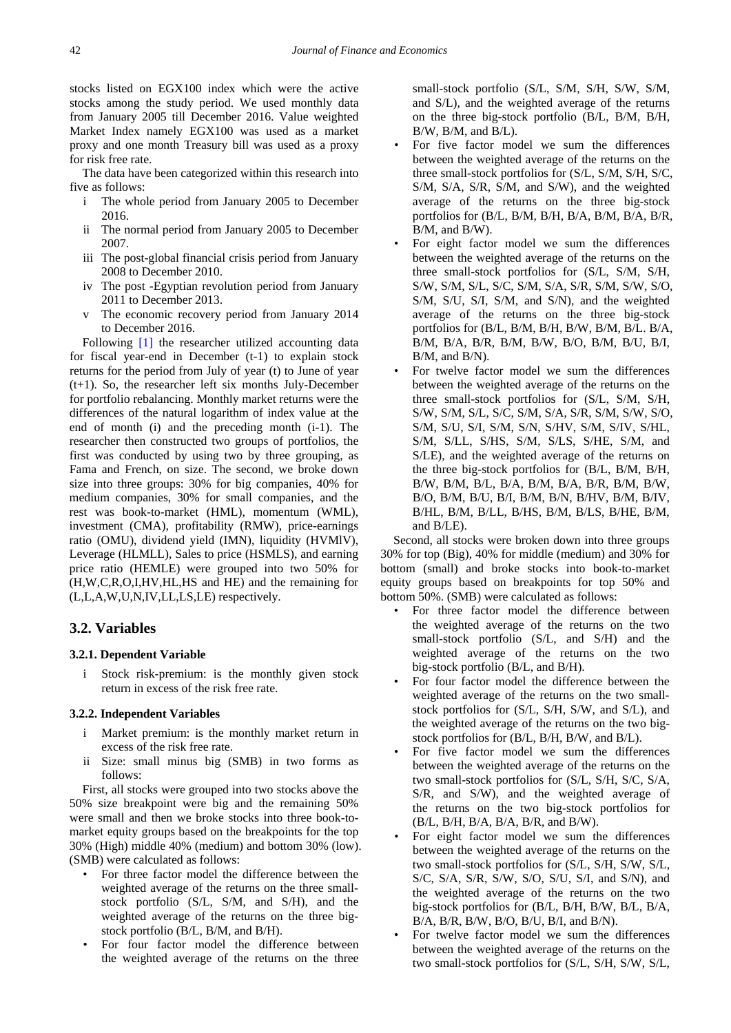stocks listed on EGX100 index which were the active stocks among the study period. We used monthly data from January 2005 till December 2016. Value weighted Market Index namely EGX100 was used as a market proxy and one month Treasury bill was used as a proxy for risk free rate.

The data have been categorized within this research into five as follows:

- i The whole period from January 2005 to December 2016.
- ii The normal period from January 2005 to December 2007.
- iii The post-global financial crisis period from January 2008 to December 2010.
- iv The post -Egyptian revolution period from January 2011 to December 2013.
- v The economic recovery period from January 2014 to December 2016.

Following [1] the researcher utilized accounting data for fiscal year-end in December (t-1) to explain stock returns for the period from July of year (t) to June of year (t+1). So, the researcher left six months July-December for portfolio rebalancing. Monthly market returns were the differences of the natural logarithm of index value at the end of month (i) and the preceding month (i-1). The researcher then constructed two groups of portfolios, the first was conducted by using two by three grouping, as Fama and French, on size. The second, we broke down size into three groups: 30% for big companies, 40% for medium companies, 30% for small companies, and the rest was book-to-market (HML), momentum (WML), investment (CMA), profitability (RMW), price-earnings ratio (OMU), dividend yield (IMN), liquidity (HVMlV), Leverage (HLMLL), Sales to price (HSMLS), and earning price ratio (HEMLE) were grouped into two 50% for (H,W,C,R,O,I,HV,HL,HS and HE) and the remaining for (L,L,A,W,U,N,IV,LL,LS,LE) respectively.

## 3.2. Variables

### 3.2.1. Dependent Variable

- i Stock risk-premium: is the monthly given stock return in excess of the risk free rate.

### 3.2.2. Independent Variables

- i Market premium: is the monthly market return in excess of the risk free rate.
- ii Size: small minus big (SMB) in two forms as follows:

First, all stocks were grouped into two stocks above the 50% size breakpoint were big and the remaining 50% were small and then we broke stocks into three book-to-market equity groups based on the breakpoints for the top 30% (High) middle 40% (medium) and bottom 30% (low). (SMB) were calculated as follows:

- For three factor model the difference between the weighted average of the returns on the three small-stock portfolio (S/L, S/M, and S/H), and the weighted average of the returns on the three big-stock portfolio (B/L, B/M, and B/H).
- For four factor model the difference between the weighted average of the returns on the three small-stock portfolio (S/L, S/M, S/H, S/W, S/M, and S/L), and the weighted average of the returns on the three big-stock portfolio (B/L, B/M, B/H, B/W, B/M, and B/L).
- For five factor model we sum the differences between the weighted average of the returns on the three small-stock portfolios for (S/L, S/M, S/H, S/C, S/M, S/A, S/R, S/M, and S/W), and the weighted average of the returns on the three big-stock portfolios for (B/L, B/M, B/H, B/A, B/M, B/A, B/R, B/M, and B/W).
- For eight factor model we sum the differences between the weighted average of the returns on the three small-stock portfolios for (S/L, S/M, S/H, S/W, S/M, S/L, S/C, S/M, S/A, S/R, S/M, S/W, S/O, S/M, S/U, S/I, S/M, and S/N), and the weighted average of the returns on the three big-stock portfolios for (B/L, B/M, B/H, B/W, B/M, B/L. B/A, B/M, B/A, B/R, B/M, B/W, B/O, B/M, B/U, B/I, B/M, and B/N).
- For twelve factor model we sum the differences between the weighted average of the returns on the three small-stock portfolios for (S/L, S/M, S/H, S/W, S/M, S/L, S/C, S/M, S/A, S/R, S/M, S/W, S/O, S/M, S/U, S/I, S/M, S/N, S/HV, S/M, S/IV, S/HL, S/M, S/LL, S/HS, S/M, S/LS, S/HE, S/M, and S/LE), and the weighted average of the returns on the three big-stock portfolios for (B/L, B/M, B/H, B/W, B/M, B/L, B/A, B/M, B/A, B/R, B/M, B/W, B/O, B/M, B/U, B/I, B/M, B/N, B/HV, B/M, B/IV, B/HL, B/M, B/LL, B/HS, B/M, B/LS, B/HE, B/M, and B/LE).

Second, all stocks were broken down into three groups 30% for top (Big), 40% for middle (medium) and 30% for bottom (small) and broke stocks into book-to-market equity groups based on breakpoints for top 50% and bottom 50%. (SMB) were calculated as follows:

- For three factor model the difference between the weighted average of the returns on the two small-stock portfolio (S/L, and S/H) and the weighted average of the returns on the two big-stock portfolio (B/L, and B/H).
- For four factor model the difference between the weighted average of the returns on the two small-stock portfolios for (S/L, S/H, S/W, and S/L), and the weighted average of the returns on the two big-stock portfolios for (B/L, B/H, B/W, and B/L).
- For five factor model we sum the differences between the weighted average of the returns on the two small-stock portfolios for (S/L, S/H, S/C, S/A, S/R, and S/W), and the weighted average of the returns on the two big-stock portfolios for (B/L, B/H, B/A, B/A, B/R, and B/W).
- For eight factor model we sum the differences between the weighted average of the returns on the two small-stock portfolios for (S/L, S/H, S/W, S/L, S/C, S/A, S/R, S/W, S/O, S/U, S/I, and S/N), and the weighted average of the returns on the two big-stock portfolios for (B/L, B/H, B/W, B/L, B/A, B/A, B/R, B/W, B/O, B/U, B/I, and B/N).
- For twelve factor model we sum the differences between the weighted average of the returns on the two small-stock portfolios for (S/L, S/H, S/W, S/L,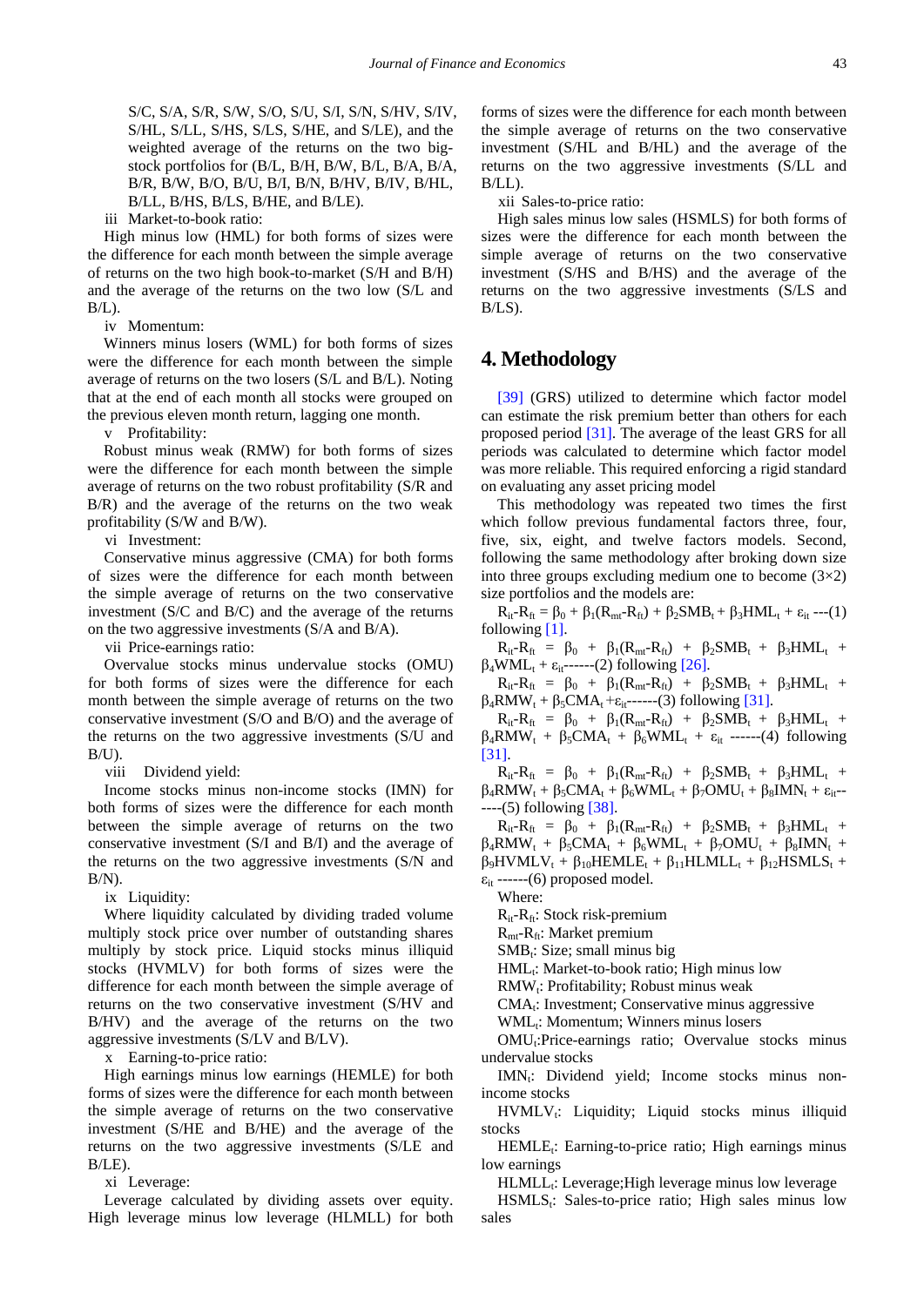S/C, S/A, S/R, S/W, S/O, S/U, S/I, S/N, S/HV, S/IV, S/HL, S/LL, S/HS, S/LS, S/HE, and S/LE), and the weighted average of the returns on the two big-stock portfolios for (B/L, B/H, B/W, B/L, B/A, B/A, B/R, B/W, B/O, B/U, B/I, B/N, B/HV, B/IV, B/HL, B/LL, B/HS, B/LS, B/HE, and B/LE).

iii Market-to-book ratio:

High minus low (HML) for both forms of sizes were the difference for each month between the simple average of returns on the two high book-to-market (S/H and B/H) and the average of the returns on the two low (S/L and B/L).

iv Momentum:

Winners minus losers (WML) for both forms of sizes were the difference for each month between the simple average of returns on the two losers (S/L and B/L). Noting that at the end of each month all stocks were grouped on the previous eleven month return, lagging one month.

v Profitability:

Robust minus weak (RMW) for both forms of sizes were the difference for each month between the simple average of returns on the two robust profitability (S/R and B/R) and the average of the returns on the two weak profitability (S/W and B/W).

vi Investment:

Conservative minus aggressive (CMA) for both forms of sizes were the difference for each month between the simple average of returns on the two conservative investment (S/C and B/C) and the average of the returns on the two aggressive investments (S/A and B/A).

vii Price-earnings ratio:

Overvalue stocks minus undervalue stocks (OMU) for both forms of sizes were the difference for each month between the simple average of returns on the two conservative investment (S/O and B/O) and the average of the returns on the two aggressive investments (S/U and B/U).

viii Dividend yield:

Income stocks minus non-income stocks (IMN) for both forms of sizes were the difference for each month between the simple average of returns on the two conservative investment (S/I and B/I) and the average of the returns on the two aggressive investments (S/N and B/N).

ix Liquidity:

Where liquidity calculated by dividing traded volume multiply stock price over number of outstanding shares multiply by stock price. Liquid stocks minus illiquid stocks (HVMLV) for both forms of sizes were the difference for each month between the simple average of returns on the two conservative investment (S/HV and B/HV) and the average of the returns on the two aggressive investments (S/LV and B/LV).

x Earning-to-price ratio:

High earnings minus low earnings (HEMLE) for both forms of sizes were the difference for each month between the simple average of returns on the two conservative investment (S/HE and B/HE) and the average of the returns on the two aggressive investments (S/LE and B/LE).

xi Leverage:

Leverage calculated by dividing assets over equity. High leverage minus low leverage (HLMLL) for both forms of sizes were the difference for each month between the simple average of returns on the two conservative investment (S/HL and B/HL) and the average of the returns on the two aggressive investments (S/LL and B/LL).

xii Sales-to-price ratio:

High sales minus low sales (HSMLS) for both forms of sizes were the difference for each month between the simple average of returns on the two conservative investment (S/HS and B/HS) and the average of the returns on the two aggressive investments (S/LS and B/LS).

## 4. Methodology

[39] (GRS) utilized to determine which factor model can estimate the risk premium better than others for each proposed period [31]. The average of the least GRS for all periods was calculated to determine which factor model was more reliable. This required enforcing a rigid standard on evaluating any asset pricing model

This methodology was repeated two times the first which follow previous fundamental factors three, four, five, six, eight, and twelve factors models. Second, following the same methodology after broking down size into three groups excluding medium one to become (3×2) size portfolios and the models are:

$R_{it}-R_{ft} = \beta_0 + \beta_1(R_{mt}-R_{ft}) + \beta_2 SMB_t + \beta_3 HML_t + \varepsilon_{it}$ ---(1) following [1].

$R_{it}-R_{ft} = \beta_0 + \beta_1(R_{mt}-R_{ft}) + \beta_2 SMB_t + \beta_3 HML_t + \beta_4 WML_t + \varepsilon_{it}$------(2) following [26].

$R_{it}-R_{ft} = \beta_0 + \beta_1(R_{mt}-R_{ft}) + \beta_2 SMB_t + \beta_3 HML_t + \beta_4 RMW_t + \beta_5 CMA_t + \varepsilon_{it}$------(3) following [31].

$R_{it}-R_{ft} = \beta_0 + \beta_1(R_{mt}-R_{ft}) + \beta_2 SMB_t + \beta_3 HML_t + \beta_4 RMW_t + \beta_5 CMA_t + \beta_6 WML_t + \varepsilon_{it}$ ------(4) following [31].

$R_{it}-R_{ft} = \beta_0 + \beta_1(R_{mt}-R_{ft}) + \beta_2 SMB_t + \beta_3 HML_t + \beta_4 RMW_t + \beta_5 CMA_t + \beta_6 WML_t + \beta_7 OMU_t + \beta_8 IMN_t + \varepsilon_{it}$------(5) following [38].

$R_{it}-R_{ft} = \beta_0 + \beta_1(R_{mt}-R_{ft}) + \beta_2 SMB_t + \beta_3 HML_t + \beta_4 RMW_t + \beta_5 CMA_t + \beta_6 WML_t + \beta_7 OMU_t + \beta_8 IMN_t + \beta_9 HVMLV_t + \beta_{10} HEMLE_t + \beta_{11} HLMLL_t + \beta_{12} HSMLS_t + \varepsilon_{it}$ ------(6) proposed model.

Where:

$R_{it}-R_{ft}$: Stock risk-premium

$R_{mt}-R_{ft}$: Market premium

$SMB_t$: Size; small minus big

$HML_t$: Market-to-book ratio; High minus low

$RMW_t$: Profitability; Robust minus weak

$CMA_t$: Investment; Conservative minus aggressive

$WML_t$: Momentum; Winners minus losers

$OMU_t$: Price-earnings ratio; Overvalue stocks minus undervalue stocks

$IMN_t$: Dividend yield; Income stocks minus non-income stocks

$HVMLV_t$: Liquidity; Liquid stocks minus illiquid stocks

$HEMLE_t$: Earning-to-price ratio; High earnings minus low earnings

$HLMLL_t$: Leverage; High leverage minus low leverage

$HSMLS_t$: Sales-to-price ratio; High sales minus low sales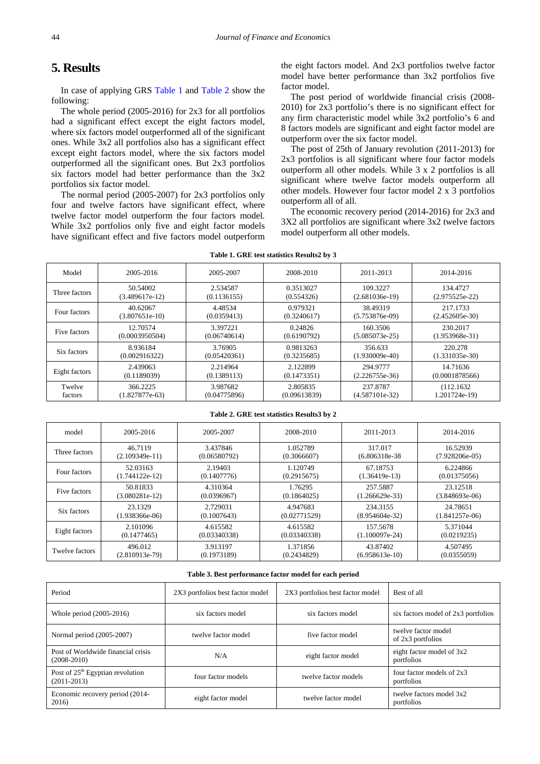## 5. Results

In case of applying GRS Table 1 and Table 2 show the following:

The whole period (2005-2016) for 2x3 for all portfolios had a significant effect except the eight factors model, where six factors model outperformed all of the significant ones. While 3x2 all portfolios also has a significant effect except eight factors model, where the six factors model outperformed all the significant ones. But 2x3 portfolios six factors model had better performance than the 3x2 portfolios six factor model.

The normal period (2005-2007) for 2x3 portfolios only four and twelve factors have significant effect, where twelve factor model outperform the four factors model. While 3x2 portfolios only five and eight factor models have significant effect and five factors model outperform the eight factors model. And 2x3 portfolios twelve factor model have better performance than 3x2 portfolios five factor model.

The post period of worldwide financial crisis (2008-2010) for 2x3 portfolio's there is no significant effect for any firm characteristic model while 3x2 portfolio's 6 and 8 factors models are significant and eight factor model are outperform over the six factor model.

The post of 25th of January revolution (2011-2013) for 2x3 portfolios is all significant where four factor models outperform all other models. While 3 x 2 portfolios is all significant where twelve factor models outperform all other models. However four factor model 2 x 3 portfolios outperform all of all.

The economic recovery period (2014-2016) for 2x3 and 3X2 all portfolios are significant where 3x2 twelve factors model outperform all other models.

**Table 1. GRE test statistics Results2 by 3**

| Model | 2005-2016 | 2005-2007 | 2008-2010 | 2011-2013 | 2014-2016 |
|---|---|---|---|---|---|
| Three factors | 50.54002<br>(3.489617e-12) | 2.534587<br>(0.1136155) | 0.3513027<br>(0.554326) | 109.3227<br>(2.681036e-19) | 134.4727<br>(2.975525e-22) |
| Four factors | 40.62067<br>(3.807651e-10) | 4.48534<br>(0.0359413) | 0.979321<br>(0.3240617) | 38.49319<br>(5.753876e-09) | 217.1733<br>(2.452605e-30) |
| Five factors | 12.70574<br>(0.0003950504) | 3.397221<br>(0.06740614) | 0.24826<br>(0.6190792) | 160.3506<br>(5.085073e-25) | 230.2017<br>(1.953968e-31) |
| Six factors | 8.936184<br>(0.002916322) | 3.76905<br>(0.05420361) | 0.9813263<br>(0.3235685) | 356.633<br>(1.930009e-40) | 220.278<br>(1.331035e-30) |
| Eight factors | 2.439063<br>(0.1189039) | 2.214964<br>(0.1389113) | 2.122899<br>(0.1473351) | 294.9777<br>(2.226755e-36) | 14.71636<br>(0.0001878566) |
| Twelve factors | 366.2225<br>(1.827877e-63) | 3.987682<br>(0.04775896) | 2.805835<br>(0.09613839) | 237.8787<br>(4.587101e-32) | (112.1632<br>1.201724e-19) |

**Table 2. GRE test statistics Results3 by 2**

| model | 2005-2016 | 2005-2007 | 2008-2010 | 2011-2013 | 2014-2016 |
|---|---|---|---|---|---|
| Three factors | 46.7119<br>(2.109349e-11) | 3.437846<br>(0.06580792) | 1.052789<br>(0.3066607) | 317.017<br>(6.806318e-38 | 16.52939<br>(7.928206e-05) |
| Four factors | 52.03163<br>(1.744122e-12) | 2.19403<br>(0.1407776) | 1.120749<br>(0.2915675) | 67.18753<br>(1.36419e-13) | 6.224866<br>(0.01375056) |
| Five factors | 50.81833<br>(3.080281e-12) | 4.310364<br>(0.0396967) | 1.76295<br>(0.1864025) | 257.5887<br>(1.266629e-33) | 23.12518<br>(3.848693e-06) |
| Six factors | 23.1329<br>(1.938366e-06) | 2.729031<br>(0.1007643) | 4.947683<br>(0.02771529) | 234.3155<br>(8.954604e-32) | 24.78651<br>(1.841257e-06) |
| Eight factors | 2.101096<br>(0.1477465) | 4.615582<br>(0.03340338) | 4.615582<br>(0.03340338) | 157.5678<br>(1.100097e-24) | 5.371044<br>(0.0219235) |
| Twelve factors | 496.012<br>(2.810913e-79) | 3.913197<br>(0.1973189) | 1.371856<br>(0.2434829) | 43.87402<br>(6.958613e-10) | 4.507495<br>(0.0355059) |

**Table 3. Best performance factor model for each period**

| Period | 2X3 portfolios best factor model | 2X3 portfolios best factor model | Best of all |
|---|---|---|---|
| Whole period (2005-2016) | six factors model | six factors model | six factors model of 2x3 portfolios |
| Normal period (2005-2007) | twelve factor model | five factor model | twelve factor model of 2x3 portfolios |
| Post of Worldwide financial crisis (2008-2010) | N/A | eight factor model | eight factor model of 3x2 portfolios |
| Post of 25th Egyptian revolution (2011-2013) | four factor models | twelve factor models | four factor models of 2x3 portfolios |
| Economic recovery period (2014-2016) | eight factor model | twelve factor model | twelve factors model 3x2 portfolios |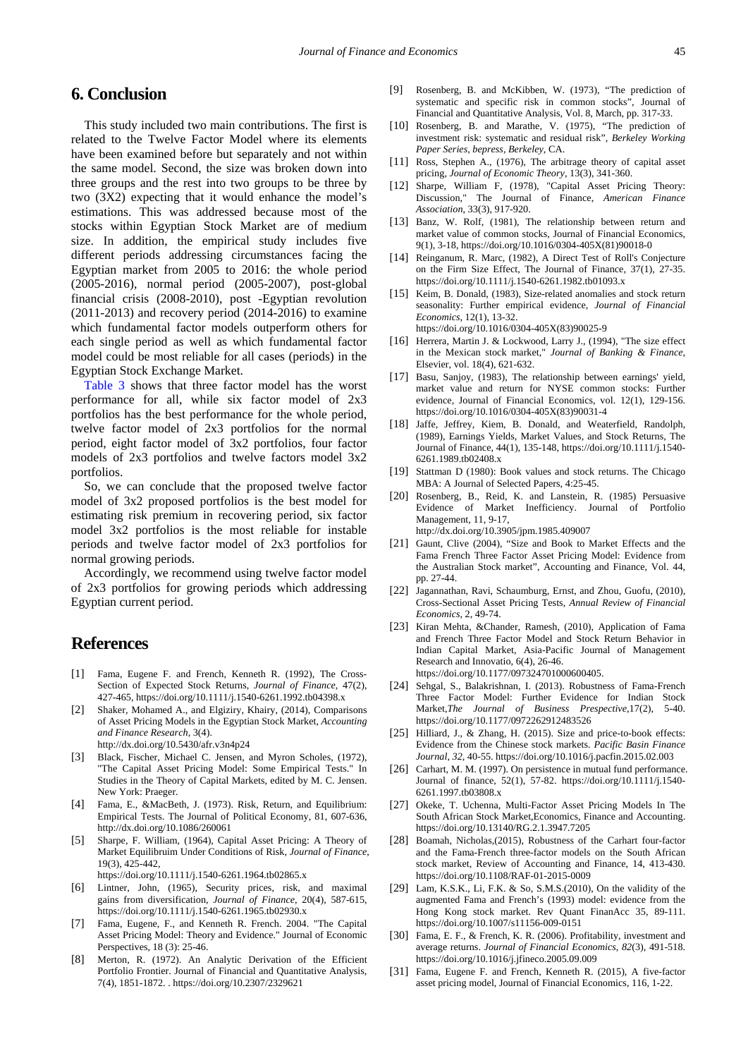## 6. Conclusion

This study included two main contributions. The first is related to the Twelve Factor Model where its elements have been examined before but separately and not within the same model. Second, the size was broken down into three groups and the rest into two groups to be three by two (3X2) expecting that it would enhance the model's estimations. This was addressed because most of the stocks within Egyptian Stock Market are of medium size. In addition, the empirical study includes five different periods addressing circumstances facing the Egyptian market from 2005 to 2016: the whole period (2005-2016), normal period (2005-2007), post-global financial crisis (2008-2010), post -Egyptian revolution (2011-2013) and recovery period (2014-2016) to examine which fundamental factor models outperform others for each single period as well as which fundamental factor model could be most reliable for all cases (periods) in the Egyptian Stock Exchange Market.

Table 3 shows that three factor model has the worst performance for all, while six factor model of 2x3 portfolios has the best performance for the whole period, twelve factor model of 2x3 portfolios for the normal period, eight factor model of 3x2 portfolios, four factor models of 2x3 portfolios and twelve factors model 3x2 portfolios.

So, we can conclude that the proposed twelve factor model of 3x2 proposed portfolios is the best model for estimating risk premium in recovering period, six factor model 3x2 portfolios is the most reliable for instable periods and twelve factor model of 2x3 portfolios for normal growing periods.

Accordingly, we recommend using twelve factor model of 2x3 portfolios for growing periods which addressing Egyptian current period.

## References

[1] Fama, Eugene F. and French, Kenneth R. (1992), The Cross-Section of Expected Stock Returns, *Journal of Finance*, 47(2), 427-465, https://doi.org/10.1111/j.1540-6261.1992.tb04398.x

[2] Shaker, Mohamed A., and Elgiziry, Khairy, (2014), Comparisons of Asset Pricing Models in the Egyptian Stock Market, *Accounting and Finance Research*, 3(4). http://dx.doi.org/10.5430/afr.v3n4p24

[3] Black, Fischer, Michael C. Jensen, and Myron Scholes, (1972), "The Capital Asset Pricing Model: Some Empirical Tests." In Studies in the Theory of Capital Markets, edited by M. C. Jensen. New York: Praeger.

[4] Fama, E., &MacBeth, J. (1973). Risk, Return, and Equilibrium: Empirical Tests. The Journal of Political Economy, 81, 607-636, http://dx.doi.org/10.1086/260061

[5] Sharpe, F. William, (1964), Capital Asset Pricing: A Theory of Market Equilibruim Under Conditions of Risk, *Journal of Finance*, 19(3), 425-442, https://doi.org/10.1111/j.1540-6261.1964.tb02865.x

[6] Lintner, John, (1965), Security prices, risk, and maximal gains from diversification, *Journal of Finance*, 20(4), 587-615, https://doi.org/10.1111/j.1540-6261.1965.tb02930.x

[7] Fama, Eugene, F., and Kenneth R. French. 2004. "The Capital Asset Pricing Model: Theory and Evidence." Journal of Economic Perspectives, 18 (3): 25-46.

[8] Merton, R. (1972). An Analytic Derivation of the Efficient Portfolio Frontier. Journal of Financial and Quantitative Analysis, 7(4), 1851-1872. . https://doi.org/10.2307/2329621

[9] Rosenberg, B. and McKibben, W. (1973), "The prediction of systematic and specific risk in common stocks", Journal of Financial and Quantitative Analysis, Vol. 8, March, pp. 317-33.

[10] Rosenberg, B. and Marathe, V. (1975), "The prediction of investment risk: systematic and residual risk", *Berkeley Working Paper Series, bepress, Berkeley*, CA.

[11] Ross, Stephen A., (1976), The arbitrage theory of capital asset pricing, *Journal of Economic Theory*, 13(3), 341-360.

[12] Sharpe, William F, (1978), "Capital Asset Pricing Theory: Discussion," The Journal of Finance, *American Finance Association*, 33(3), 917-920.

[13] Banz, W. Rolf, (1981), The relationship between return and market value of common stocks, Journal of Financial Economics, 9(1), 3-18, https://doi.org/10.1016/0304-405X(81)90018-0

[14] Reinganum, R. Marc, (1982), A Direct Test of Roll's Conjecture on the Firm Size Effect, The Journal of Finance, 37(1), 27-35. https://doi.org/10.1111/j.1540-6261.1982.tb01093.x

[15] Keim, B. Donald, (1983), Size-related anomalies and stock return seasonality: Further empirical evidence, *Journal of Financial Economics*, 12(1), 13-32. https://doi.org/10.1016/0304-405X(83)90025-9

[16] Herrera, Martin J. & Lockwood, Larry J., (1994), "The size effect in the Mexican stock market," *Journal of Banking & Finance*, Elsevier, vol. 18(4), 621-632.

[17] Basu, Sanjoy, (1983), The relationship between earnings' yield, market value and return for NYSE common stocks: Further evidence, Journal of Financial Economics, vol. 12(1), 129-156. https://doi.org/10.1016/0304-405X(83)90031-4

[18] Jaffe, Jeffrey, Kiem, B. Donald, and Weaterfield, Randolph, (1989), Earnings Yields, Market Values, and Stock Returns, The Journal of Finance, 44(1), 135-148, https://doi.org/10.1111/j.1540-6261.1989.tb02408.x

[19] Stattman D (1980): Book values and stock returns. The Chicago MBA: A Journal of Selected Papers, 4:25-45.

[20] Rosenberg, B., Reid, K. and Lanstein, R. (1985) Persuasive Evidence of Market Inefficiency. Journal of Portfolio Management, 11, 9-17, http://dx.doi.org/10.3905/jpm.1985.409007

[21] Gaunt, Clive (2004), "Size and Book to Market Effects and the Fama French Three Factor Asset Pricing Model: Evidence from the Australian Stock market", Accounting and Finance, Vol. 44, pp. 27-44.

[22] Jagannathan, Ravi, Schaumburg, Ernst, and Zhou, Guofu, (2010), Cross-Sectional Asset Pricing Tests, *Annual Review of Financial Economics*, 2, 49-74.

[23] Kiran Mehta, &Chander, Ramesh, (2010), Application of Fama and French Three Factor Model and Stock Return Behavior in Indian Capital Market, Asia-Pacific Journal of Management Research and Innovatio, 6(4), 26-46. https://doi.org/10.1177/097324701000600405.

[24] Sehgal, S., Balakrishnan, I. (2013). Robustness of Fama-French Three Factor Model: Further Evidence for Indian Stock Market,*The Journal of Business Prespective*,17(2), 5-40. https://doi.org/10.1177/0972262912483526

[25] Hilliard, J., & Zhang, H. (2015). Size and price-to-book effects: Evidence from the Chinese stock markets. *Pacific Basin Finance Journal*, *32*, 40-55. https://doi.org/10.1016/j.pacfin.2015.02.003

[26] Carhart, M. M. (1997). On persistence in mutual fund performance. Journal of finance, 52(1), 57-82. https://doi.org/10.1111/j.1540-6261.1997.tb03808.x

[27] Okeke, T. Uchenna, Multi-Factor Asset Pricing Models In The South African Stock Market,Economics, Finance and Accounting. https://doi.org/10.13140/RG.2.1.3947.7205

[28] Boamah, Nicholas,(2015), Robustness of the Carhart four-factor and the Fama-French three-factor models on the South African stock market, Review of Accounting and Finance, 14, 413-430. https://doi.org/10.1108/RAF-01-2015-0009

[29] Lam, K.S.K., Li, F.K. & So, S.M.S.(2010), On the validity of the augmented Fama and French's (1993) model: evidence from the Hong Kong stock market. Rev Quant FinanAcc 35, 89-111. https://doi.org/10.1007/s11156-009-0151

[30] Fama, E. F., & French, K. R. (2006). Profitability, investment and average returns. *Journal of Financial Economics*, *82*(3), 491-518. https://doi.org/10.1016/j.jfineco.2005.09.009

[31] Fama, Eugene F. and French, Kenneth R. (2015), A five-factor asset pricing model, Journal of Financial Economics, 116, 1-22.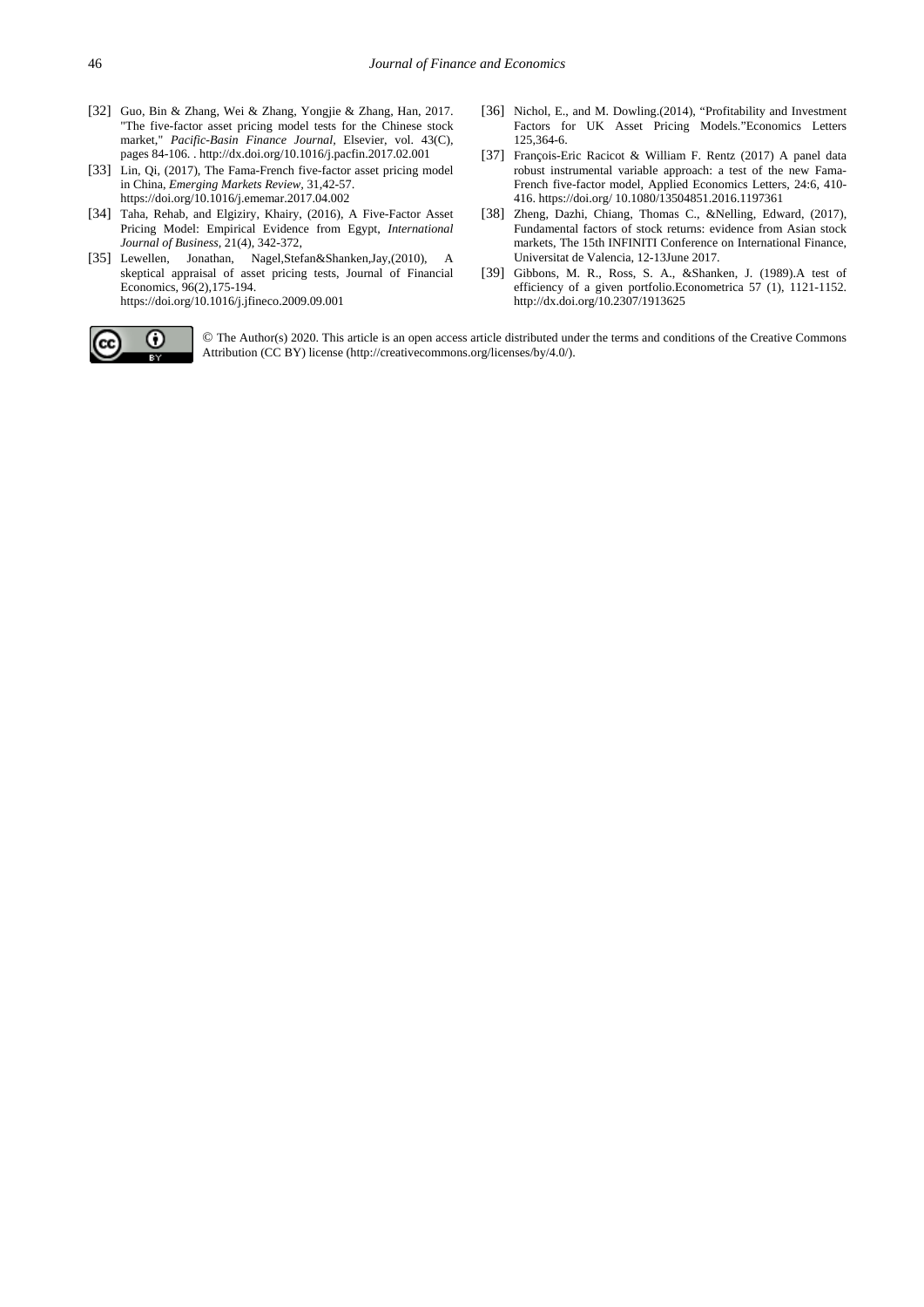[32] Guo, Bin & Zhang, Wei & Zhang, Yongjie & Zhang, Han, 2017. "The five-factor asset pricing model tests for the Chinese stock market," *Pacific-Basin Finance Journal*, Elsevier, vol. 43(C), pages 84-106. . http://dx.doi.org/10.1016/j.pacfin.2017.02.001

[33] Lin, Qi, (2017), The Fama-French five-factor asset pricing model in China, *Emerging Markets Review*, 31,42-57. https://doi.org/10.1016/j.ememar.2017.04.002

[34] Taha, Rehab, and Elgiziry, Khairy, (2016), A Five-Factor Asset Pricing Model: Empirical Evidence from Egypt, *International Journal of Business*, 21(4), 342-372,

[35] Lewellen, Jonathan, Nagel,Stefan&Shanken,Jay,(2010), A skeptical appraisal of asset pricing tests, Journal of Financial Economics, 96(2),175-194. https://doi.org/10.1016/j.jfineco.2009.09.001

[36] Nichol, E., and M. Dowling.(2014), "Profitability and Investment Factors for UK Asset Pricing Models."Economics Letters 125,364-6.

[37] François-Eric Racicot & William F. Rentz (2017) A panel data robust instrumental variable approach: a test of the new Fama-French five-factor model, Applied Economics Letters, 24:6, 410-416. https://doi.org/ 10.1080/13504851.2016.1197361

[38] Zheng, Dazhi, Chiang, Thomas C., &Nelling, Edward, (2017), Fundamental factors of stock returns: evidence from Asian stock markets, The 15th INFINITI Conference on International Finance, Universitat de Valencia, 12-13June 2017.

[39] Gibbons, M. R., Ross, S. A., &Shanken, J. (1989).A test of efficiency of a given portfolio.Econometrica 57 (1), 1121-1152. http://dx.doi.org/10.2307/1913625

© The Author(s) 2020. This article is an open access article distributed under the terms and conditions of the Creative Commons Attribution (CC BY) license (http://creativecommons.org/licenses/by/4.0/).